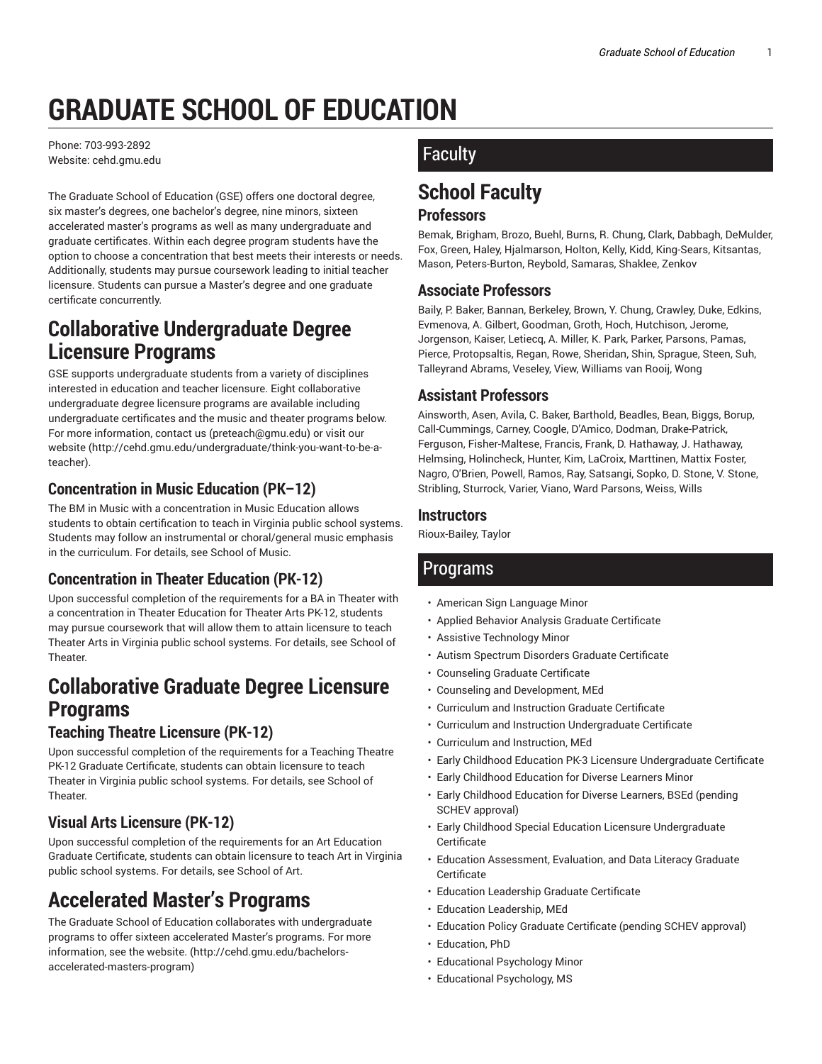# GRADUATE SCHOOL OF EDUCATION

Phone: 703-993-2892
Website: cehd.gmu.edu

The Graduate School of Education (GSE) offers one doctoral degree, six master's degrees, one bachelor's degree, nine minors, sixteen accelerated master's programs as well as many undergraduate and graduate certificates. Within each degree program students have the option to choose a concentration that best meets their interests or needs. Additionally, students may pursue coursework leading to initial teacher licensure. Students can pursue a Master's degree and one graduate certificate concurrently.

## Collaborative Undergraduate Degree Licensure Programs

GSE supports undergraduate students from a variety of disciplines interested in education and teacher licensure. Eight collaborative undergraduate degree licensure programs are available including undergraduate certificates and the music and theater programs below. For more information, contact us (preteach@gmu.edu) or visit our website (http://cehd.gmu.edu/undergraduate/think-you-want-to-be-a-teacher).

### Concentration in Music Education (PK–12)

The BM in Music with a concentration in Music Education allows students to obtain certification to teach in Virginia public school systems. Students may follow an instrumental or choral/general music emphasis in the curriculum. For details, see School of Music.

### Concentration in Theater Education (PK-12)

Upon successful completion of the requirements for a BA in Theater with a concentration in Theater Education for Theater Arts PK-12, students may pursue coursework that will allow them to attain licensure to teach Theater Arts in Virginia public school systems. For details, see School of Theater.

## Collaborative Graduate Degree Licensure Programs

### Teaching Theatre Licensure (PK-12)

Upon successful completion of the requirements for a Teaching Theatre PK-12 Graduate Certificate, students can obtain licensure to teach Theater in Virginia public school systems. For details, see School of Theater.

### Visual Arts Licensure (PK-12)

Upon successful completion of the requirements for an Art Education Graduate Certificate, students can obtain licensure to teach Art in Virginia public school systems. For details, see School of Art.

## Accelerated Master's Programs

The Graduate School of Education collaborates with undergraduate programs to offer sixteen accelerated Master's programs. For more information, see the website. (http://cehd.gmu.edu/bachelors-accelerated-masters-program)

## Faculty

## School Faculty

### Professors

Bemak, Brigham, Brozo, Buehl, Burns, R. Chung, Clark, Dabbagh, DeMulder, Fox, Green, Haley, Hjalmarson, Holton, Kelly, Kidd, King-Sears, Kitsantas, Mason, Peters-Burton, Reybold, Samaras, Shaklee, Zenkov

### Associate Professors

Baily, P. Baker, Bannan, Berkeley, Brown, Y. Chung, Crawley, Duke, Edkins, Evmenova, A. Gilbert, Goodman, Groth, Hoch, Hutchison, Jerome, Jorgenson, Kaiser, Letiecq, A. Miller, K. Park, Parker, Parsons, Pamas, Pierce, Protopsaltis, Regan, Rowe, Sheridan, Shin, Sprague, Steen, Suh, Talleyrand Abrams, Veseley, View, Williams van Rooij, Wong

### Assistant Professors

Ainsworth, Asen, Avila, C. Baker, Barthold, Beadles, Bean, Biggs, Borup, Call-Cummings, Carney, Coogle, D'Amico, Dodman, Drake-Patrick, Ferguson, Fisher-Maltese, Francis, Frank, D. Hathaway, J. Hathaway, Helmsing, Holincheck, Hunter, Kim, LaCroix, Marttinen, Mattix Foster, Nagro, O'Brien, Powell, Ramos, Ray, Satsangi, Sopko, D. Stone, V. Stone, Stribling, Sturrock, Varier, Viano, Ward Parsons, Weiss, Wills

### Instructors

Rioux-Bailey, Taylor

## Programs

- American Sign Language Minor
- Applied Behavior Analysis Graduate Certificate
- Assistive Technology Minor
- Autism Spectrum Disorders Graduate Certificate
- Counseling Graduate Certificate
- Counseling and Development, MEd
- Curriculum and Instruction Graduate Certificate
- Curriculum and Instruction Undergraduate Certificate
- Curriculum and Instruction, MEd
- Early Childhood Education PK-3 Licensure Undergraduate Certificate
- Early Childhood Education for Diverse Learners Minor
- Early Childhood Education for Diverse Learners, BSEd (pending SCHEV approval)
- Early Childhood Special Education Licensure Undergraduate Certificate
- Education Assessment, Evaluation, and Data Literacy Graduate Certificate
- Education Leadership Graduate Certificate
- Education Leadership, MEd
- Education Policy Graduate Certificate (pending SCHEV approval)
- Education, PhD
- Educational Psychology Minor
- Educational Psychology, MS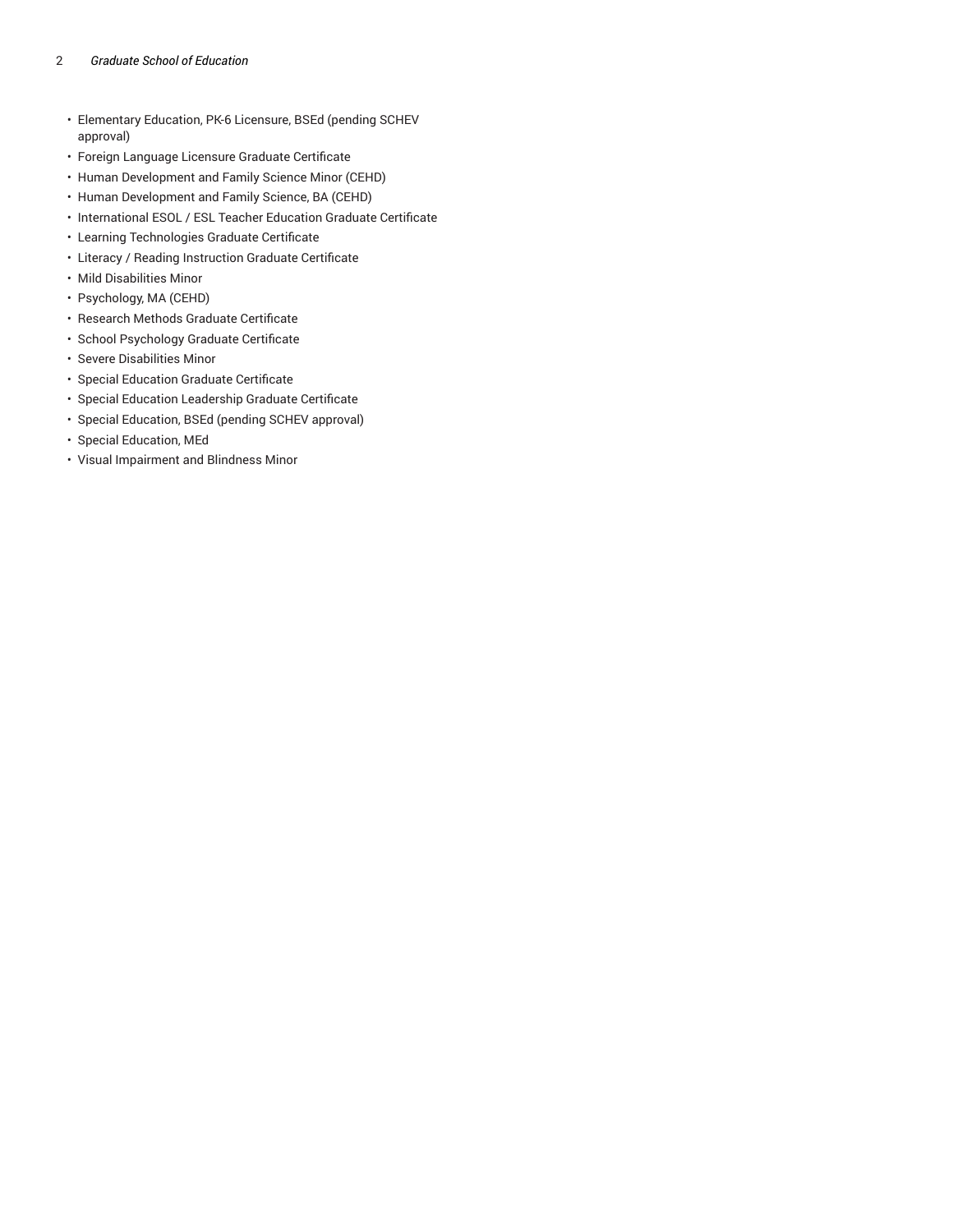- Elementary Education, PK-6 Licensure, BSEd (pending SCHEV approval)
- Foreign Language Licensure Graduate Certificate
- Human Development and Family Science Minor (CEHD)
- Human Development and Family Science, BA (CEHD)
- International ESOL / ESL Teacher Education Graduate Certificate
- Learning Technologies Graduate Certificate
- Literacy / Reading Instruction Graduate Certificate
- Mild Disabilities Minor
- Psychology, MA (CEHD)
- Research Methods Graduate Certificate
- School Psychology Graduate Certificate
- Severe Disabilities Minor
- Special Education Graduate Certificate
- Special Education Leadership Graduate Certificate
- Special Education, BSEd (pending SCHEV approval)
- Special Education, MEd
- Visual Impairment and Blindness Minor